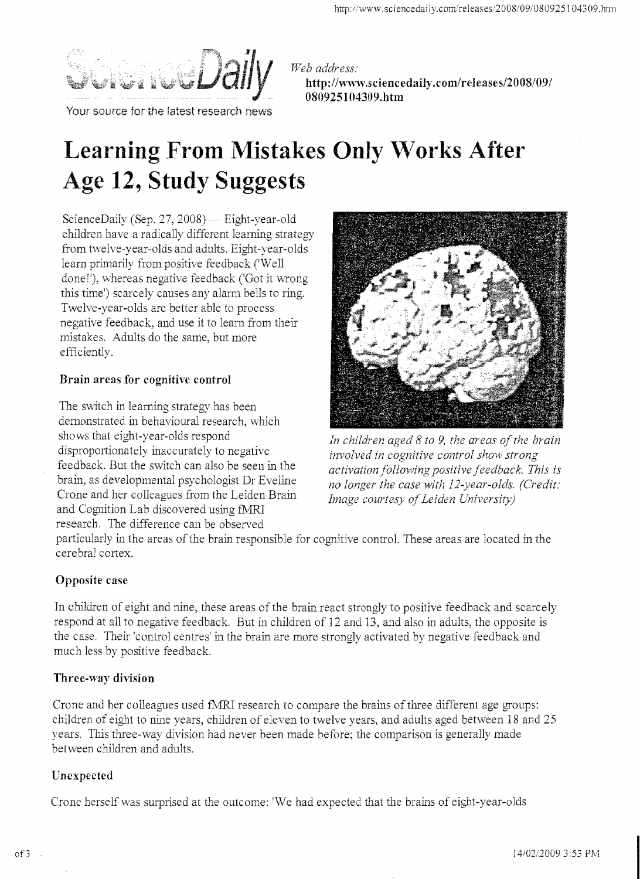ScienceDaily

Your source for the latest research news

*Web address:*
**http://www.sciencedaily.com/releases/2008/09/080925104309.htm**

# Learning From Mistakes Only Works After Age 12, Study Suggests

ScienceDaily (Sep. 27, 2008) — Eight-year-old children have a radically different learning strategy from twelve-year-olds and adults. Eight-year-olds learn primarily from positive feedback ('Well done!'), whereas negative feedback ('Got it wrong this time') scarcely causes any alarm bells to ring. Twelve-year-olds are better able to process negative feedback, and use it to learn from their mistakes. Adults do the same, but more efficiently.

*In children aged 8 to 9, the areas of the brain involved in cognitive control show strong activation following positive feedback. This is no longer the case with 12-year-olds. (Credit: Image courtesy of Leiden University)*

### Brain areas for cognitive control

The switch in learning strategy has been demonstrated in behavioural research, which shows that eight-year-olds respond disproportionately inaccurately to negative feedback. But the switch can also be seen in the brain, as developmental psychologist Dr Eveline Crone and her colleagues from the Leiden Brain and Cognition Lab discovered using fMRI research. The difference can be observed particularly in the areas of the brain responsible for cognitive control. These areas are located in the cerebral cortex.

### Opposite case

In children of eight and nine, these areas of the brain react strongly to positive feedback and scarcely respond at all to negative feedback. But in children of 12 and 13, and also in adults, the opposite is the case. Their 'control centres' in the brain are more strongly activated by negative feedback and much less by positive feedback.

### Three-way division

Crone and her colleagues used fMRI research to compare the brains of three different age groups: children of eight to nine years, children of eleven to twelve years, and adults aged between 18 and 25 years. This three-way division had never been made before; the comparison is generally made between children and adults.

### Unexpected

Crone herself was surprised at the outcome: 'We had expected that the brains of eight-year-olds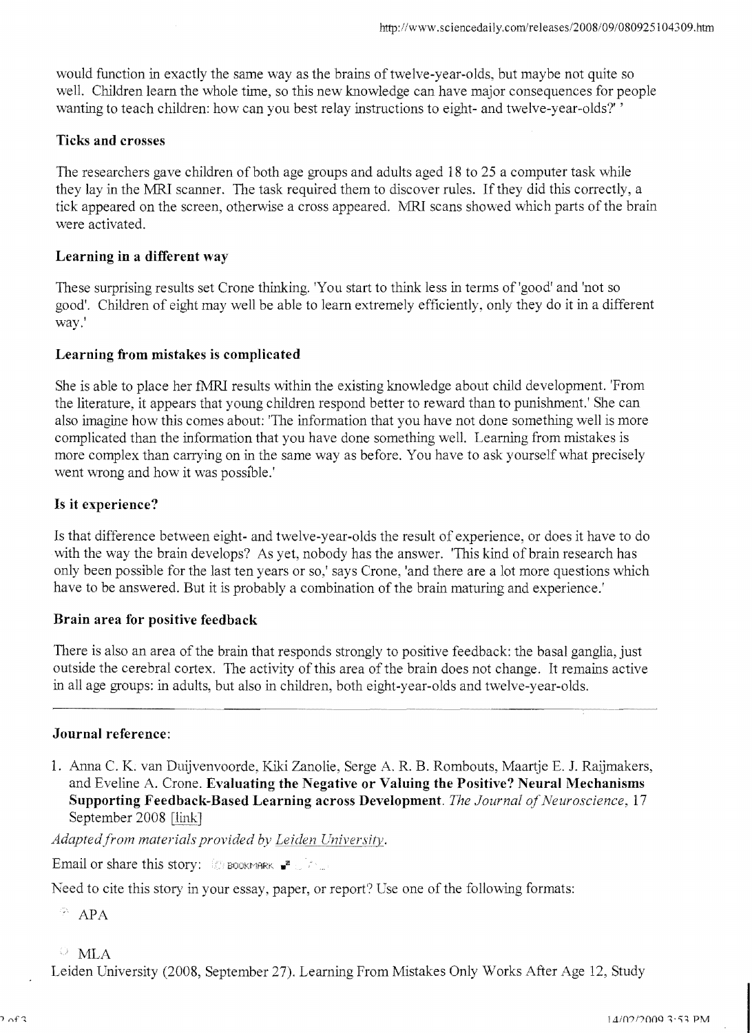would function in exactly the same way as the brains of twelve-year-olds, but maybe not quite so well. Children learn the whole time, so this new knowledge can have major consequences for people wanting to teach children: how can you best relay instructions to eight- and twelve-year-olds?' '

### Ticks and crosses

The researchers gave children of both age groups and adults aged 18 to 25 a computer task while they lay in the MRI scanner. The task required them to discover rules. If they did this correctly, a tick appeared on the screen, otherwise a cross appeared. MRI scans showed which parts of the brain were activated.

### Learning in a different way

These surprising results set Crone thinking. 'You start to think less in terms of 'good' and 'not so good'. Children of eight may well be able to learn extremely efficiently, only they do it in a different way.'

### Learning from mistakes is complicated

She is able to place her fMRI results within the existing knowledge about child development. 'From the literature, it appears that young children respond better to reward than to punishment.' She can also imagine how this comes about: 'The information that you have not done something well is more complicated than the information that you have done something well. Learning from mistakes is more complex than carrying on in the same way as before. You have to ask yourself what precisely went wrong and how it was possible.'

### Is it experience?

Is that difference between eight- and twelve-year-olds the result of experience, or does it have to do with the way the brain develops? As yet, nobody has the answer. 'This kind of brain research has only been possible for the last ten years or so,' says Crone, 'and there are a lot more questions which have to be answered. But it is probably a combination of the brain maturing and experience.'

### Brain area for positive feedback

There is also an area of the brain that responds strongly to positive feedback: the basal ganglia, just outside the cerebral cortex. The activity of this area of the brain does not change. It remains active in all age groups: in adults, but also in children, both eight-year-olds and twelve-year-olds.

---

### Journal reference:

1. Anna C. K. van Duijvenvoorde, Kiki Zanolie, Serge A. R. B. Rombouts, Maartje E. J. Raijmakers, and Eveline A. Crone. **Evaluating the Negative or Valuing the Positive? Neural Mechanisms Supporting Feedback-Based Learning across Development**. *The Journal of Neuroscience*, 17 September 2008 [link]

*Adapted from materials provided by Leiden University.*

Email or share this story: BOOKMARK

Need to cite this story in your essay, paper, or report? Use one of the following formats:

APA

MLA

Leiden University (2008, September 27). Learning From Mistakes Only Works After Age 12, Study